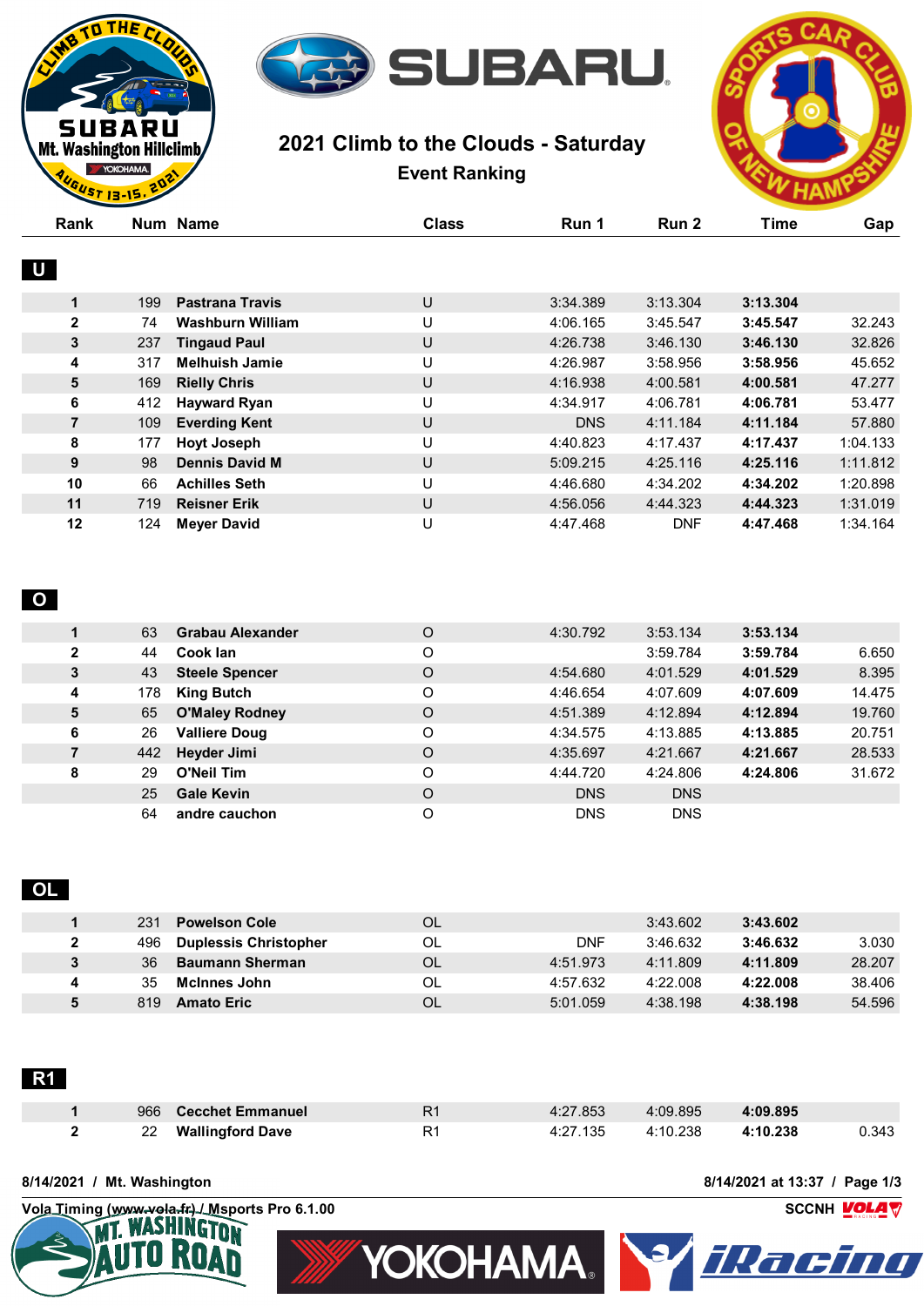# 2021 Climb to the Clouds - Saturday

## Event Ranking

### U

| Rank | Num | Name | Class | Run 1 | Run 2 | Time | Gap |
|---|---|---|---|---|---|---|---|
| 1 | 199 | Pastrana Travis | U | 3:34.389 | 3:13.304 | **3:13.304** | |
| 2 | 74 | Washburn William | U | 4:06.165 | 3:45.547 | **3:45.547** | 32.243 |
| 3 | 237 | Tingaud Paul | U | 4:26.738 | 3:46.130 | **3:46.130** | 32.826 |
| 4 | 317 | Melhuish Jamie | U | 4:26.987 | 3:58.956 | **3:58.956** | 45.652 |
| 5 | 169 | Rielly Chris | U | 4:16.938 | 4:00.581 | **4:00.581** | 47.277 |
| 6 | 412 | Hayward Ryan | U | 4:34.917 | 4:06.781 | **4:06.781** | 53.477 |
| 7 | 109 | Everding Kent | U | DNS | 4:11.184 | **4:11.184** | 57.880 |
| 8 | 177 | Hoyt Joseph | U | 4:40.823 | 4:17.437 | **4:17.437** | 1:04.133 |
| 9 | 98 | Dennis David M | U | 5:09.215 | 4:25.116 | **4:25.116** | 1:11.812 |
| 10 | 66 | Achilles Seth | U | 4:46.680 | 4:34.202 | **4:34.202** | 1:20.898 |
| 11 | 719 | Reisner Erik | U | 4:56.056 | 4:44.323 | **4:44.323** | 1:31.019 |
| 12 | 124 | Meyer David | U | 4:47.468 | DNF | **4:47.468** | 1:34.164 |

### O

| Rank | Num | Name | Class | Run 1 | Run 2 | Time | Gap |
|---|---|---|---|---|---|---|---|
| 1 | 63 | Grabau Alexander | O | 4:30.792 | 3:53.134 | **3:53.134** | |
| 2 | 44 | Cook Ian | O | | 3:59.784 | **3:59.784** | 6.650 |
| 3 | 43 | Steele Spencer | O | 4:54.680 | 4:01.529 | **4:01.529** | 8.395 |
| 4 | 178 | King Butch | O | 4:46.654 | 4:07.609 | **4:07.609** | 14.475 |
| 5 | 65 | O'Maley Rodney | O | 4:51.389 | 4:12.894 | **4:12.894** | 19.760 |
| 6 | 26 | Valliere Doug | O | 4:34.575 | 4:13.885 | **4:13.885** | 20.751 |
| 7 | 442 | Heyder Jimi | O | 4:35.697 | 4:21.667 | **4:21.667** | 28.533 |
| 8 | 29 | O'Neil Tim | O | 4:44.720 | 4:24.806 | **4:24.806** | 31.672 |
| | 25 | Gale Kevin | O | DNS | DNS | | |
| | 64 | andre cauchon | O | DNS | DNS | | |

### OL

| Rank | Num | Name | Class | Run 1 | Run 2 | Time | Gap |
|---|---|---|---|---|---|---|---|
| 1 | 231 | Powelson Cole | OL | | 3:43.602 | **3:43.602** | |
| 2 | 496 | Duplessis Christopher | OL | DNF | 3:46.632 | **3:46.632** | 3.030 |
| 3 | 36 | Baumann Sherman | OL | 4:51.973 | 4:11.809 | **4:11.809** | 28.207 |
| 4 | 35 | McInnes John | OL | 4:57.632 | 4:22.008 | **4:22.008** | 38.406 |
| 5 | 819 | Amato Eric | OL | 5:01.059 | 4:38.198 | **4:38.198** | 54.596 |

### R1

| Rank | Num | Name | Class | Run 1 | Run 2 | Time | Gap |
|---|---|---|---|---|---|---|---|
| 1 | 966 | Cecchet Emmanuel | R1 | 4:27.853 | 4:09.895 | **4:09.895** | |
| 2 | 22 | Wallingford Dave | R1 | 4:27.135 | 4:10.238 | **4:10.238** | 0.343 |

8/14/2021 / Mt. Washington — 8/14/2021 at 13:37

Vola Timing (www.vola.fr) / Msports Pro 6.1.00 — SCCNH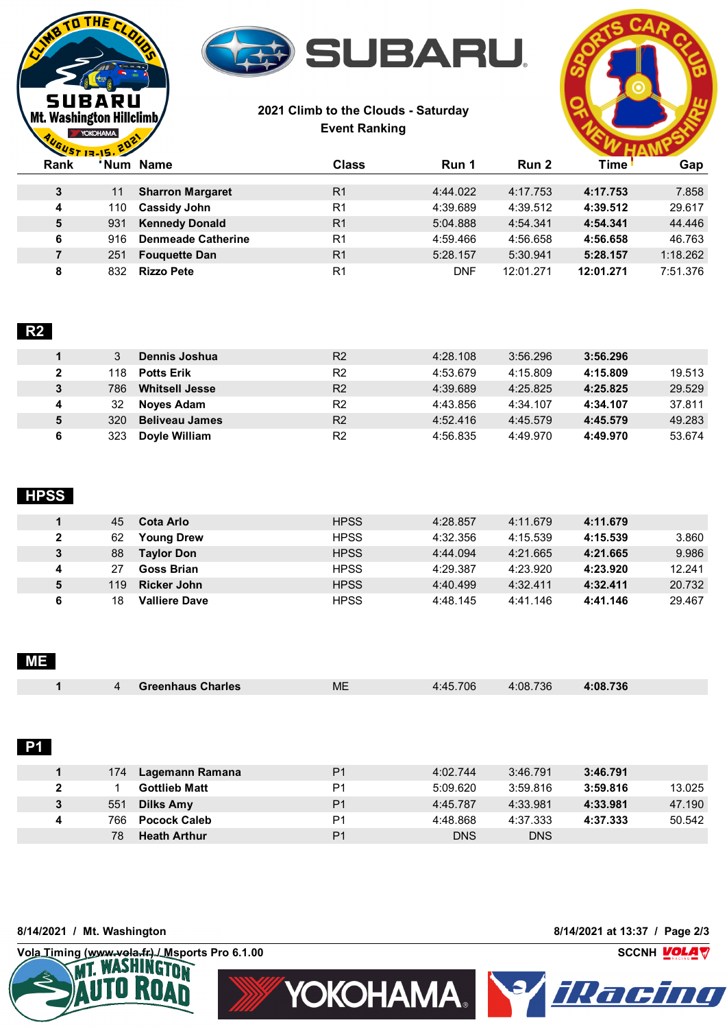**2021 Climb to the Clouds - Saturday**
**Event Ranking**

| Rank | Num | Name | Class | Run 1 | Run 2 | Time | Gap |
|---|---|---|---|---|---|---|---|
| 3 | 11 | **Sharron Margaret** | R1 | 4:44.022 | 4:17.753 | **4:17.753** | 7.858 |
| 4 | 110 | **Cassidy John** | R1 | 4:39.689 | 4:39.512 | **4:39.512** | 29.617 |
| 5 | 931 | **Kennedy Donald** | R1 | 5:04.888 | 4:54.341 | **4:54.341** | 44.446 |
| 6 | 916 | **Denmeade Catherine** | R1 | 4:59.466 | 4:56.658 | **4:56.658** | 46.763 |
| 7 | 251 | **Fouquette Dan** | R1 | 5:28.157 | 5:30.941 | **5:28.157** | 1:18.262 |
| 8 | 832 | **Rizzo Pete** | R1 | DNF | 12:01.271 | **12:01.271** | 7:51.376 |

## R2

| Rank | Num | Name | Class | Run 1 | Run 2 | Time | Gap |
|---|---|---|---|---|---|---|---|
| 1 | 3 | **Dennis Joshua** | R2 | 4:28.108 | 3:56.296 | **3:56.296** | |
| 2 | 118 | **Potts Erik** | R2 | 4:53.679 | 4:15.809 | **4:15.809** | 19.513 |
| 3 | 786 | **Whitsell Jesse** | R2 | 4:39.689 | 4:25.825 | **4:25.825** | 29.529 |
| 4 | 32 | **Noyes Adam** | R2 | 4:43.856 | 4:34.107 | **4:34.107** | 37.811 |
| 5 | 320 | **Beliveau James** | R2 | 4:52.416 | 4:45.579 | **4:45.579** | 49.283 |
| 6 | 323 | **Doyle William** | R2 | 4:56.835 | 4:49.970 | **4:49.970** | 53.674 |

## HPSS

| Rank | Num | Name | Class | Run 1 | Run 2 | Time | Gap |
|---|---|---|---|---|---|---|---|
| 1 | 45 | **Cota Arlo** | HPSS | 4:28.857 | 4:11.679 | **4:11.679** | |
| 2 | 62 | **Young Drew** | HPSS | 4:32.356 | 4:15.539 | **4:15.539** | 3.860 |
| 3 | 88 | **Taylor Don** | HPSS | 4:44.094 | 4:21.665 | **4:21.665** | 9.986 |
| 4 | 27 | **Goss Brian** | HPSS | 4:29.387 | 4:23.920 | **4:23.920** | 12.241 |
| 5 | 119 | **Ricker John** | HPSS | 4:40.499 | 4:32.411 | **4:32.411** | 20.732 |
| 6 | 18 | **Valliere Dave** | HPSS | 4:48.145 | 4:41.146 | **4:41.146** | 29.467 |

## ME

| Rank | Num | Name | Class | Run 1 | Run 2 | Time | Gap |
|---|---|---|---|---|---|---|---|
| 1 | 4 | **Greenhaus Charles** | ME | 4:45.706 | 4:08.736 | **4:08.736** | |

## P1

| Rank | Num | Name | Class | Run 1 | Run 2 | Time | Gap |
|---|---|---|---|---|---|---|---|
| 1 | 174 | **Lagemann Ramana** | P1 | 4:02.744 | 3:46.791 | **3:46.791** | |
| 2 | 1 | **Gottlieb Matt** | P1 | 5:09.620 | 3:59.816 | **3:59.816** | 13.025 |
| 3 | 551 | **Dilks Amy** | P1 | 4:45.787 | 4:33.981 | **4:33.981** | 47.190 |
| 4 | 766 | **Pocock Caleb** | P1 | 4:48.868 | 4:37.333 | **4:37.333** | 50.542 |
| | 78 | **Heath Arthur** | P1 | DNS | DNS | | |

8/14/2021 / Mt. Washington — 8/14/2021 at 13:37

Vola Timing (www.vola.fr) / Msports Pro 6.1.00 — SCCNH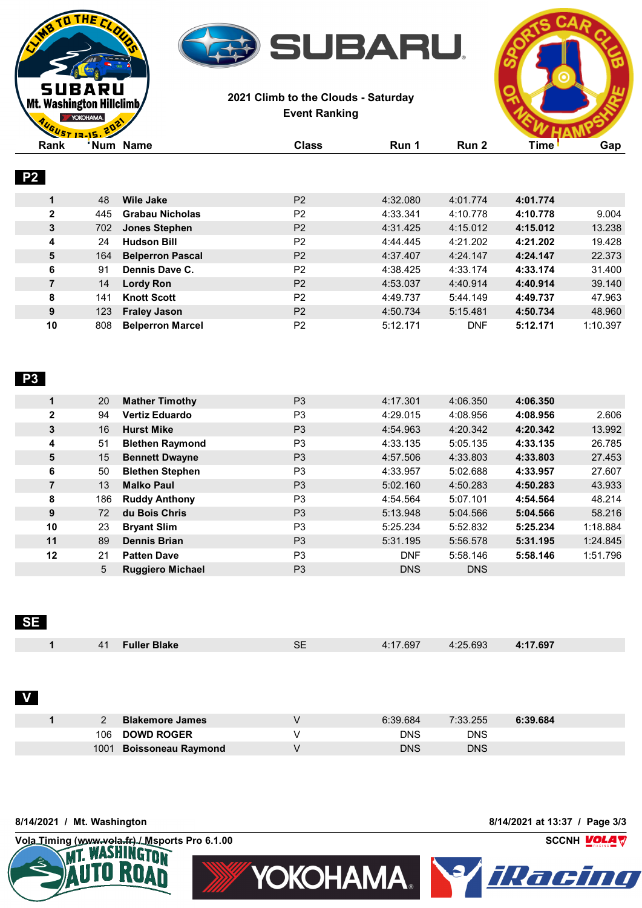**2021 Climb to the Clouds - Saturday**

**Event Ranking**

## P2

| Rank | Num | Name | Class | Run 1 | Run 2 | Time | Gap |
|---|---|---|---|---|---|---|---|
| 1 | 48 | Wile Jake | P2 | 4:32.080 | 4:01.774 | **4:01.774** | |
| 2 | 445 | Grabau Nicholas | P2 | 4:33.341 | 4:10.778 | **4:10.778** | 9.004 |
| 3 | 702 | Jones Stephen | P2 | 4:31.425 | 4:15.012 | **4:15.012** | 13.238 |
| 4 | 24 | Hudson Bill | P2 | 4:44.445 | 4:21.202 | **4:21.202** | 19.428 |
| 5 | 164 | Belperron Pascal | P2 | 4:37.407 | 4:24.147 | **4:24.147** | 22.373 |
| 6 | 91 | Dennis Dave C. | P2 | 4:38.425 | 4:33.174 | **4:33.174** | 31.400 |
| 7 | 14 | Lordy Ron | P2 | 4:53.037 | 4:40.914 | **4:40.914** | 39.140 |
| 8 | 141 | Knott Scott | P2 | 4:49.737 | 5:44.149 | **4:49.737** | 47.963 |
| 9 | 123 | Fraley Jason | P2 | 4:50.734 | 5:15.481 | **4:50.734** | 48.960 |
| 10 | 808 | Belperron Marcel | P2 | 5:12.171 | DNF | **5:12.171** | 1:10.397 |

## P3

| Rank | Num | Name | Class | Run 1 | Run 2 | Time | Gap |
|---|---|---|---|---|---|---|---|
| 1 | 20 | Mather Timothy | P3 | 4:17.301 | 4:06.350 | **4:06.350** | |
| 2 | 94 | Vertiz Eduardo | P3 | 4:29.015 | 4:08.956 | **4:08.956** | 2.606 |
| 3 | 16 | Hurst Mike | P3 | 4:54.963 | 4:20.342 | **4:20.342** | 13.992 |
| 4 | 51 | Blethen Raymond | P3 | 4:33.135 | 5:05.135 | **4:33.135** | 26.785 |
| 5 | 15 | Bennett Dwayne | P3 | 4:57.506 | 4:33.803 | **4:33.803** | 27.453 |
| 6 | 50 | Blethen Stephen | P3 | 4:33.957 | 5:02.688 | **4:33.957** | 27.607 |
| 7 | 13 | Malko Paul | P3 | 5:02.160 | 4:50.283 | **4:50.283** | 43.933 |
| 8 | 186 | Ruddy Anthony | P3 | 4:54.564 | 5:07.101 | **4:54.564** | 48.214 |
| 9 | 72 | du Bois Chris | P3 | 5:13.948 | 5:04.566 | **5:04.566** | 58.216 |
| 10 | 23 | Bryant Slim | P3 | 5:25.234 | 5:52.832 | **5:25.234** | 1:18.884 |
| 11 | 89 | Dennis Brian | P3 | 5:31.195 | 5:56.578 | **5:31.195** | 1:24.845 |
| 12 | 21 | Patten Dave | P3 | DNF | 5:58.146 | **5:58.146** | 1:51.796 |
| | 5 | Ruggiero Michael | P3 | DNS | DNS | | |

## SE

| Rank | Num | Name | Class | Run 1 | Run 2 | Time | Gap |
|---|---|---|---|---|---|---|---|
| 1 | 41 | Fuller Blake | SE | 4:17.697 | 4:25.693 | **4:17.697** | |

## V

| Rank | Num | Name | Class | Run 1 | Run 2 | Time | Gap |
|---|---|---|---|---|---|---|---|
| 1 | 2 | Blakemore James | V | 6:39.684 | 7:33.255 | **6:39.684** | |
| | 106 | DOWD ROGER | V | DNS | DNS | | |
| | 1001 | Boissoneau Raymond | V | DNS | DNS | | |

8/14/2021 / Mt. Washington

8/14/2021 at 13:37

Vola Timing (www.vola.fr) / Msports Pro 6.1.00

SCCNH